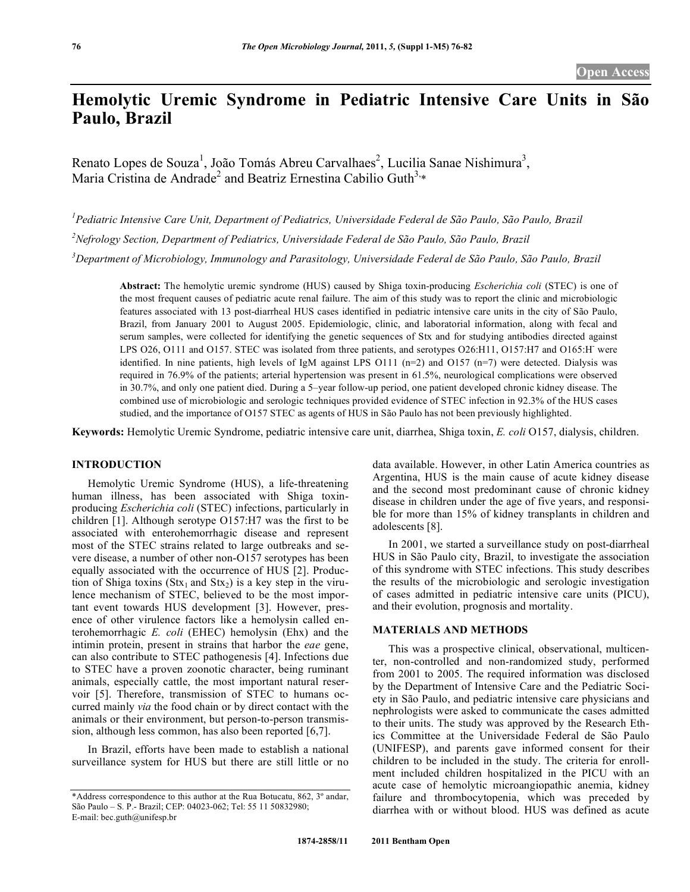Open Access

# Hemolytic Uremic Syndrome in Pediatric Intensive Care Units in São Paulo, Brazil

Renato Lopes de Souza[1], João Tomás Abreu Carvalhaes[2], Lucilia Sanae Nishimura[3], Maria Cristina de Andrade[2] and Beatriz Ernestina Cabilio Guth[3,*]

[1]*Pediatric Intensive Care Unit, Department of Pediatrics, Universidade Federal de São Paulo, São Paulo, Brazil*

[2]*Nefrology Section, Department of Pediatrics, Universidade Federal de São Paulo, São Paulo, Brazil*

[3]*Department of Microbiology, Immunology and Parasitology, Universidade Federal de São Paulo, São Paulo, Brazil*

**Abstract:** The hemolytic uremic syndrome (HUS) caused by Shiga toxin-producing *Escherichia coli* (STEC) is one of the most frequent causes of pediatric acute renal failure. The aim of this study was to report the clinic and microbiologic features associated with 13 post-diarrheal HUS cases identified in pediatric intensive care units in the city of São Paulo, Brazil, from January 2001 to August 2005. Epidemiologic, clinic, and laboratorial information, along with fecal and serum samples, were collected for identifying the genetic sequences of Stx and for studying antibodies directed against LPS O26, O111 and O157. STEC was isolated from three patients, and serotypes O26:H11, O157:H7 and O165:H⁻ were identified. In nine patients, high levels of IgM against LPS O111 (n=2) and O157 (n=7) were detected. Dialysis was required in 76.9% of the patients; arterial hypertension was present in 61.5%, neurological complications were observed in 30.7%, and only one patient died. During a 5–year follow-up period, one patient developed chronic kidney disease. The combined use of microbiologic and serologic techniques provided evidence of STEC infection in 92.3% of the HUS cases studied, and the importance of O157 STEC as agents of HUS in São Paulo has not been previously highlighted.

**Keywords:** Hemolytic Uremic Syndrome, pediatric intensive care unit, diarrhea, Shiga toxin, *E. coli* O157, dialysis, children.

## INTRODUCTION

Hemolytic Uremic Syndrome (HUS), a life-threatening human illness, has been associated with Shiga toxin-producing *Escherichia coli* (STEC) infections, particularly in children [1]. Although serotype O157:H7 was the first to be associated with enterohemorrhagic disease and represent most of the STEC strains related to large outbreaks and severe disease, a number of other non-O157 serotypes has been equally associated with the occurrence of HUS [2]. Production of Shiga toxins ($Stx_1$ and $Stx_2$) is a key step in the virulence mechanism of STEC, believed to be the most important event towards HUS development [3]. However, presence of other virulence factors like a hemolysin called enterohemorrhagic *E. coli* (EHEC) hemolysin (Ehx) and the intimin protein, present in strains that harbor the *eae* gene, can also contribute to STEC pathogenesis [4]. Infections due to STEC have a proven zoonotic character, being ruminant animals, especially cattle, the most important natural reservoir [5]. Therefore, transmission of STEC to humans occurred mainly *via* the food chain or by direct contact with the animals or their environment, but person-to-person transmission, although less common, has also been reported [6,7].

In Brazil, efforts have been made to establish a national surveillance system for HUS but there are still little or no data available. However, in other Latin America countries as Argentina, HUS is the main cause of acute kidney disease and the second most predominant cause of chronic kidney disease in children under the age of five years, and responsible for more than 15% of kidney transplants in children and adolescents [8].

In 2001, we started a surveillance study on post-diarrheal HUS in São Paulo city, Brazil, to investigate the association of this syndrome with STEC infections. This study describes the results of the microbiologic and serologic investigation of cases admitted in pediatric intensive care units (PICU), and their evolution, prognosis and mortality.

## MATERIALS AND METHODS

This was a prospective clinical, observational, multicenter, non-controlled and non-randomized study, performed from 2001 to 2005. The required information was disclosed by the Department of Intensive Care and the Pediatric Society in São Paulo, and pediatric intensive care physicians and nephrologists were asked to communicate the cases admitted to their units. The study was approved by the Research Ethics Committee at the Universidade Federal de São Paulo (UNIFESP), and parents gave informed consent for their children to be included in the study. The criteria for enrollment included children hospitalized in the PICU with an acute case of hemolytic microangiopathic anemia, kidney failure and thrombocytopenia, which was preceded by diarrhea with or without blood. HUS was defined as acute

*Address correspondence to this author at the Rua Botucatu, 862, 3º andar, São Paulo – S. P.- Brazil; CEP: 04023-062; Tel: 55 11 50832980; E-mail: bec.guth@unifesp.br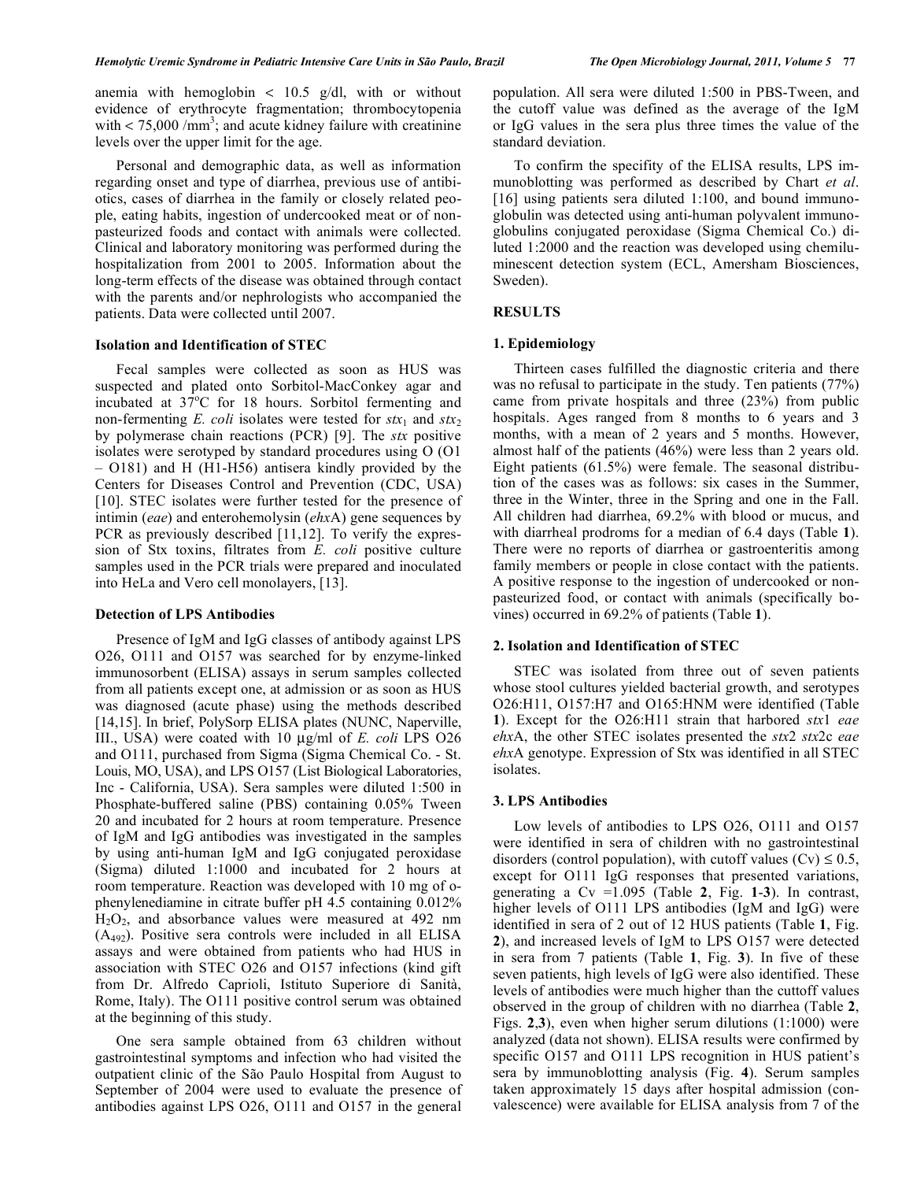anemia with hemoglobin < 10.5 g/dl, with or without evidence of erythrocyte fragmentation; thrombocytopenia with < 75,000 /mm$^3$; and acute kidney failure with creatinine levels over the upper limit for the age.

Personal and demographic data, as well as information regarding onset and type of diarrhea, previous use of antibiotics, cases of diarrhea in the family or closely related people, eating habits, ingestion of undercooked meat or of non-pasteurized foods and contact with animals were collected. Clinical and laboratory monitoring was performed during the hospitalization from 2001 to 2005. Information about the long-term effects of the disease was obtained through contact with the parents and/or nephrologists who accompanied the patients. Data were collected until 2007.

### Isolation and Identification of STEC

Fecal samples were collected as soon as HUS was suspected and plated onto Sorbitol-MacConkey agar and incubated at 37°C for 18 hours. Sorbitol fermenting and non-fermenting *E. coli* isolates were tested for $stx_1$ and $stx_2$ by polymerase chain reactions (PCR) [9]. The *stx* positive isolates were serotyped by standard procedures using O (O1 – O181) and H (H1-H56) antisera kindly provided by the Centers for Diseases Control and Prevention (CDC, USA) [10]. STEC isolates were further tested for the presence of intimin (*eae*) and enterohemolysin (*ehx*A) gene sequences by PCR as previously described [11,12]. To verify the expression of Stx toxins, filtrates from *E. coli* positive culture samples used in the PCR trials were prepared and inoculated into HeLa and Vero cell monolayers, [13].

### Detection of LPS Antibodies

Presence of IgM and IgG classes of antibody against LPS O26, O111 and O157 was searched for by enzyme-linked immunosorbent (ELISA) assays in serum samples collected from all patients except one, at admission or as soon as HUS was diagnosed (acute phase) using the methods described [14,15]. In brief, PolySorp ELISA plates (NUNC, Naperville, III., USA) were coated with 10 µg/ml of *E. coli* LPS O26 and O111, purchased from Sigma (Sigma Chemical Co. - St. Louis, MO, USA), and LPS O157 (List Biological Laboratories, Inc - California, USA). Sera samples were diluted 1:500 in Phosphate-buffered saline (PBS) containing 0.05% Tween 20 and incubated for 2 hours at room temperature. Presence of IgM and IgG antibodies was investigated in the samples by using anti-human IgM and IgG conjugated peroxidase (Sigma) diluted 1:1000 and incubated for 2 hours at room temperature. Reaction was developed with 10 mg of o-phenylenediamine in citrate buffer pH 4.5 containing 0.012% $H_2O_2$, and absorbance values were measured at 492 nm ($A_{492}$). Positive sera controls were included in all ELISA assays and were obtained from patients who had HUS in association with STEC O26 and O157 infections (kind gift from Dr. Alfredo Caprioli, Istituto Superiore di Sanità, Rome, Italy). The O111 positive control serum was obtained at the beginning of this study.

One sera sample obtained from 63 children without gastrointestinal symptoms and infection who had visited the outpatient clinic of the São Paulo Hospital from August to September of 2004 were used to evaluate the presence of antibodies against LPS O26, O111 and O157 in the general population. All sera were diluted 1:500 in PBS-Tween, and the cutoff value was defined as the average of the IgM or IgG values in the sera plus three times the value of the standard deviation.

To confirm the specifity of the ELISA results, LPS immunoblotting was performed as described by Chart *et al*. [16] using patients sera diluted 1:100, and bound immunoglobulin was detected using anti-human polyvalent immunoglobulins conjugated peroxidase (Sigma Chemical Co.) diluted 1:2000 and the reaction was developed using chemiluminescent detection system (ECL, Amersham Biosciences, Sweden).

## RESULTS

### 1. Epidemiology

Thirteen cases fulfilled the diagnostic criteria and there was no refusal to participate in the study. Ten patients (77%) came from private hospitals and three (23%) from public hospitals. Ages ranged from 8 months to 6 years and 3 months, with a mean of 2 years and 5 months. However, almost half of the patients (46%) were less than 2 years old. Eight patients (61.5%) were female. The seasonal distribution of the cases was as follows: six cases in the Summer, three in the Winter, three in the Spring and one in the Fall. All children had diarrhea, 69.2% with blood or mucus, and with diarrheal prodroms for a median of 6.4 days (Table **1**). There were no reports of diarrhea or gastroenteritis among family members or people in close contact with the patients. A positive response to the ingestion of undercooked or non-pasteurized food, or contact with animals (specifically bovines) occurred in 69.2% of patients (Table **1**).

### 2. Isolation and Identification of STEC

STEC was isolated from three out of seven patients whose stool cultures yielded bacterial growth, and serotypes O26:H11, O157:H7 and O165:HNM were identified (Table **1**). Except for the O26:H11 strain that harbored *stx*1 *eae ehx*A, the other STEC isolates presented the *stx*2 *stx*2c *eae ehx*A genotype. Expression of Stx was identified in all STEC isolates.

### 3. LPS Antibodies

Low levels of antibodies to LPS O26, O111 and O157 were identified in sera of children with no gastrointestinal disorders (control population), with cutoff values (Cv) ≤ 0.5, except for O111 IgG responses that presented variations, generating a Cv =1.095 (Table **2**, Fig. **1**-**3**). In contrast, higher levels of O111 LPS antibodies (IgM and IgG) were identified in sera of 2 out of 12 HUS patients (Table **1**, Fig. **2**), and increased levels of IgM to LPS O157 were detected in sera from 7 patients (Table **1**, Fig. **3**). In five of these seven patients, high levels of IgG were also identified. These levels of antibodies were much higher than the cuttoff values observed in the group of children with no diarrhea (Table **2**, Figs. **2**,**3**), even when higher serum dilutions (1:1000) were analyzed (data not shown). ELISA results were confirmed by specific O157 and O111 LPS recognition in HUS patient's sera by immunoblotting analysis (Fig. **4**). Serum samples taken approximately 15 days after hospital admission (convalescence) were available for ELISA analysis from 7 of the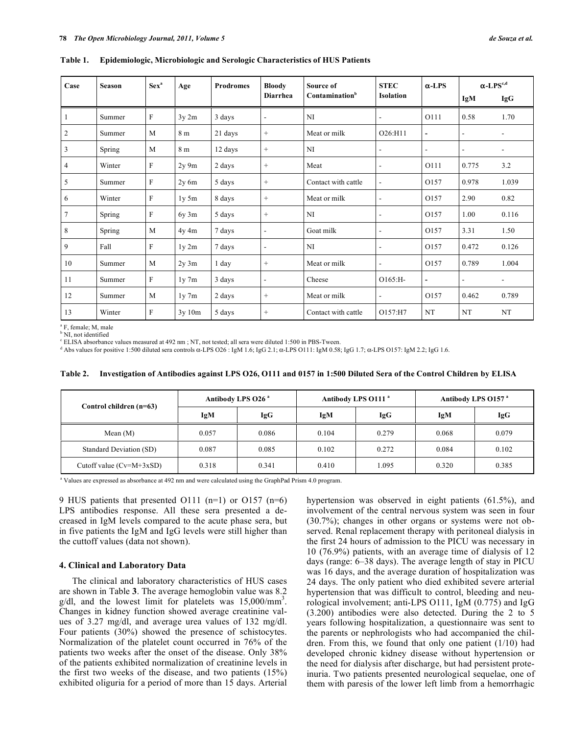**Table 1. Epidemiologic, Microbiologic and Serologic Characteristics of HUS Patients**

| Case | Season | Sex[a] | Age | Prodromes | Bloody Diarrhea | Source of Contamination[b] | STEC Isolation | α-LPS | α-LPS[c,d] | |
|---|---|---|---|---|---|---|---|---|---|---|
| | | | | | | | | | IgM | IgG |
| 1 | Summer | F | 3y 2m | 3 days | - | NI | - | O111 | 0.58 | 1.70 |
| 2 | Summer | M | 8 m | 21 days | + | Meat or milk | O26:H11 | - | - | - |
| 3 | Spring | M | 8 m | 12 days | + | NI | - | - | - | - |
| 4 | Winter | F | 2y 9m | 2 days | + | Meat | - | O111 | 0.775 | 3.2 |
| 5 | Summer | F | 2y 6m | 5 days | + | Contact with cattle | - | O157 | 0.978 | 1.039 |
| 6 | Winter | F | 1y 5m | 8 days | + | Meat or milk | - | O157 | 2.90 | 0.82 |
| 7 | Spring | F | 6y 3m | 5 days | + | NI | - | O157 | 1.00 | 0.116 |
| 8 | Spring | M | 4y 4m | 7 days | - | Goat milk | - | O157 | 3.31 | 1.50 |
| 9 | Fall | F | 1y 2m | 7 days | - | NI | - | O157 | 0.472 | 0.126 |
| 10 | Summer | M | 2y 3m | 1 day | + | Meat or milk | - | O157 | 0.789 | 1.004 |
| 11 | Summer | F | 1y 7m | 3 days | - | Cheese | O165:H- | - | - | - |
| 12 | Summer | M | 1y 7m | 2 days | + | Meat or milk | - | O157 | 0.462 | 0.789 |
| 13 | Winter | F | 3y 10m | 5 days | + | Contact with cattle | O157:H7 | NT | NT | NT |

[a] F, female; M, male
[b] NI, not identified
[c] ELISA absorbance values measured at 492 nm ; NT, not tested; all sera were diluted 1:500 in PBS-Tween.
[d] Abs values for positive 1:500 diluted sera controls α-LPS O26 : IgM 1.6; IgG 2.1; α-LPS O111: IgM 0.58; IgG 1.7; α-LPS O157: IgM 2.2; IgG 1.6.

**Table 2. Investigation of Antibodies against LPS O26, O111 and 0157 in 1:500 Diluted Sera of the Control Children by ELISA**

| Control children (n=63) | Antibody LPS O26[a] | | Antibody LPS O111[a] | | Antibody LPS O157[a] | |
|---|---|---|---|---|---|---|
| | IgM | IgG | IgM | IgG | IgM | IgG |
| Mean (M) | 0.057 | 0.086 | 0.104 | 0.279 | 0.068 | 0.079 |
| Standard Deviation (SD) | 0.087 | 0.085 | 0.102 | 0.272 | 0.084 | 0.102 |
| Cutoff value (Cv=M+3xSD) | 0.318 | 0.341 | 0.410 | 1.095 | 0.320 | 0.385 |

[a] Values are expressed as absorbance at 492 nm and were calculated using the GraphPad Prism 4.0 program.

9 HUS patients that presented O111 (n=1) or O157 (n=6) LPS antibodies response. All these sera presented a decreased in IgM levels compared to the acute phase sera, but in five patients the IgM and IgG levels were still higher than the cuttoff values (data not shown).

## 4. Clinical and Laboratory Data

The clinical and laboratory characteristics of HUS cases are shown in Table **3**. The average hemoglobin value was 8.2 g/dl, and the lowest limit for platelets was 15,000/mm$^3$. Changes in kidney function showed average creatinine values of 3.27 mg/dl, and average urea values of 132 mg/dl. Four patients (30%) showed the presence of schistocytes. Normalization of the platelet count occurred in 76% of the patients two weeks after the onset of the disease. Only 38% of the patients exhibited normalization of creatinine levels in the first two weeks of the disease, and two patients (15%) exhibited oliguria for a period of more than 15 days. Arterial hypertension was observed in eight patients (61.5%), and involvement of the central nervous system was seen in four (30.7%); changes in other organs or systems were not observed. Renal replacement therapy with peritoneal dialysis in the first 24 hours of admission to the PICU was necessary in 10 (76.9%) patients, with an average time of dialysis of 12 days (range: 6–38 days). The average length of stay in PICU was 16 days, and the average duration of hospitalization was 24 days. The only patient who died exhibited severe arterial hypertension that was difficult to control, bleeding and neurological involvement; anti-LPS O111, IgM (0.775) and IgG (3.200) antibodies were also detected. During the 2 to 5 years following hospitalization, a questionnaire was sent to the parents or nephrologists who had accompanied the children. From this, we found that only one patient (1/10) had developed chronic kidney disease without hypertension or the need for dialysis after discharge, but had persistent proteinuria. Two patients presented neurological sequelae, one of them with paresis of the lower left limb from a hemorrhagic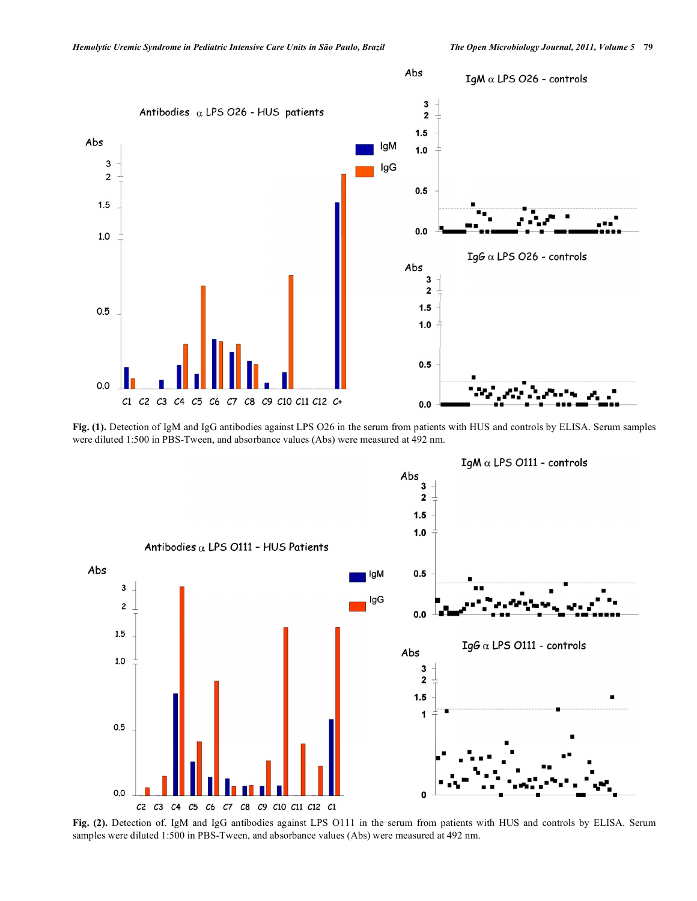**Fig. (1).** Detection of IgM and IgG antibodies against LPS O26 in the serum from patients with HUS and controls by ELISA. Serum samples were diluted 1:500 in PBS-Tween, and absorbance values (Abs) were measured at 492 nm.

**Fig. (2).** Detection of. IgM and IgG antibodies against LPS O111 in the serum from patients with HUS and controls by ELISA. Serum samples were diluted 1:500 in PBS-Tween, and absorbance values (Abs) were measured at 492 nm.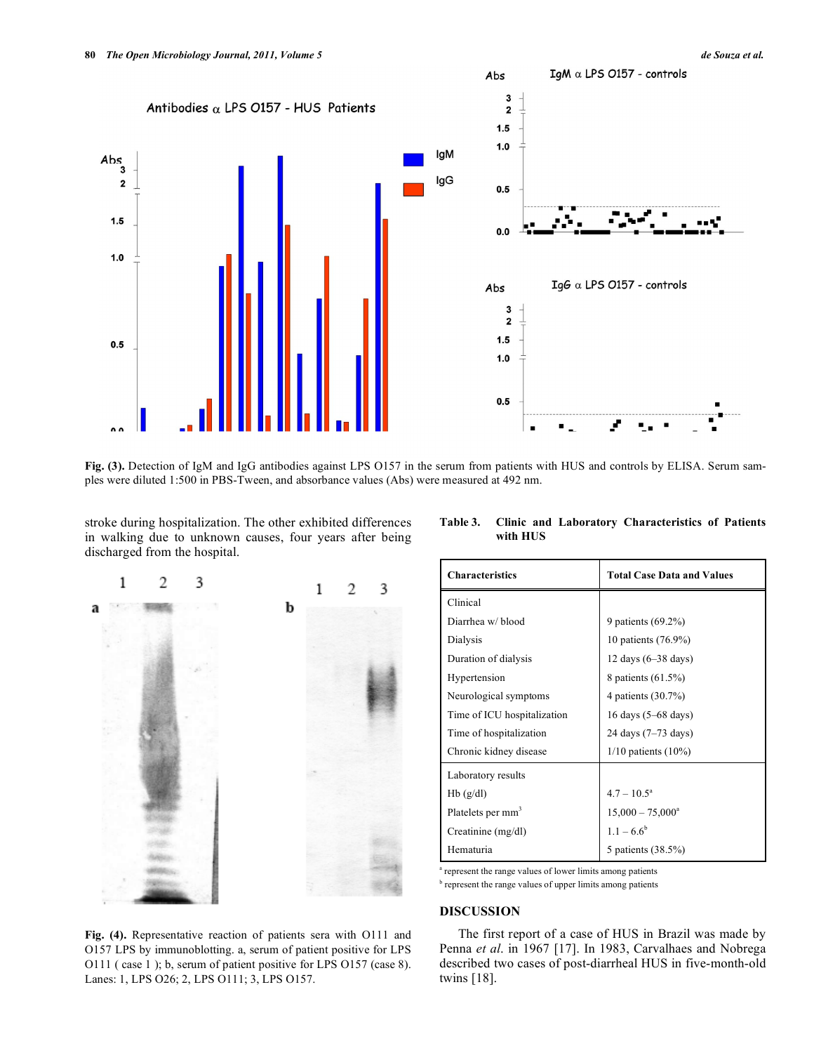Fig. (3). Detection of IgM and IgG antibodies against LPS O157 in the serum from patients with HUS and controls by ELISA. Serum samples were diluted 1:500 in PBS-Tween, and absorbance values (Abs) were measured at 492 nm.

stroke during hospitalization. The other exhibited differences in walking due to unknown causes, four years after being discharged from the hospital.

Fig. (4). Representative reaction of patients sera with O111 and O157 LPS by immunoblotting. a, serum of patient positive for LPS O111 ( case 1 ); b, serum of patient positive for LPS O157 (case 8). Lanes: 1, LPS O26; 2, LPS O111; 3, LPS O157.

**Table 3. Clinic and Laboratory Characteristics of Patients with HUS**

| Characteristics | Total Case Data and Values |
|---|---|
| Clinical | |
| Diarrhea w/ blood | 9 patients (69.2%) |
| Dialysis | 10 patients (76.9%) |
| Duration of dialysis | 12 days (6–38 days) |
| Hypertension | 8 patients (61.5%) |
| Neurological symptoms | 4 patients (30.7%) |
| Time of ICU hospitalization | 16 days (5–68 days) |
| Time of hospitalization | 24 days (7–73 days) |
| Chronic kidney disease | 1/10 patients (10%) |
| Laboratory results | |
| Hb (g/dl) | 4.7 – 10.5[a] |
| Platelets per $mm^3$ | 15,000 – 75,000[a] |
| Creatinine (mg/dl) | 1.1 – 6.6[b] |
| Hematuria | 5 patients (38.5%) |

[a] represent the range values of lower limits among patients
[b] represent the range values of upper limits among patients

## DISCUSSION

The first report of a case of HUS in Brazil was made by Penna *et al.* in 1967 [17]. In 1983, Carvalhaes and Nobrega described two cases of post-diarrheal HUS in five-month-old twins [18].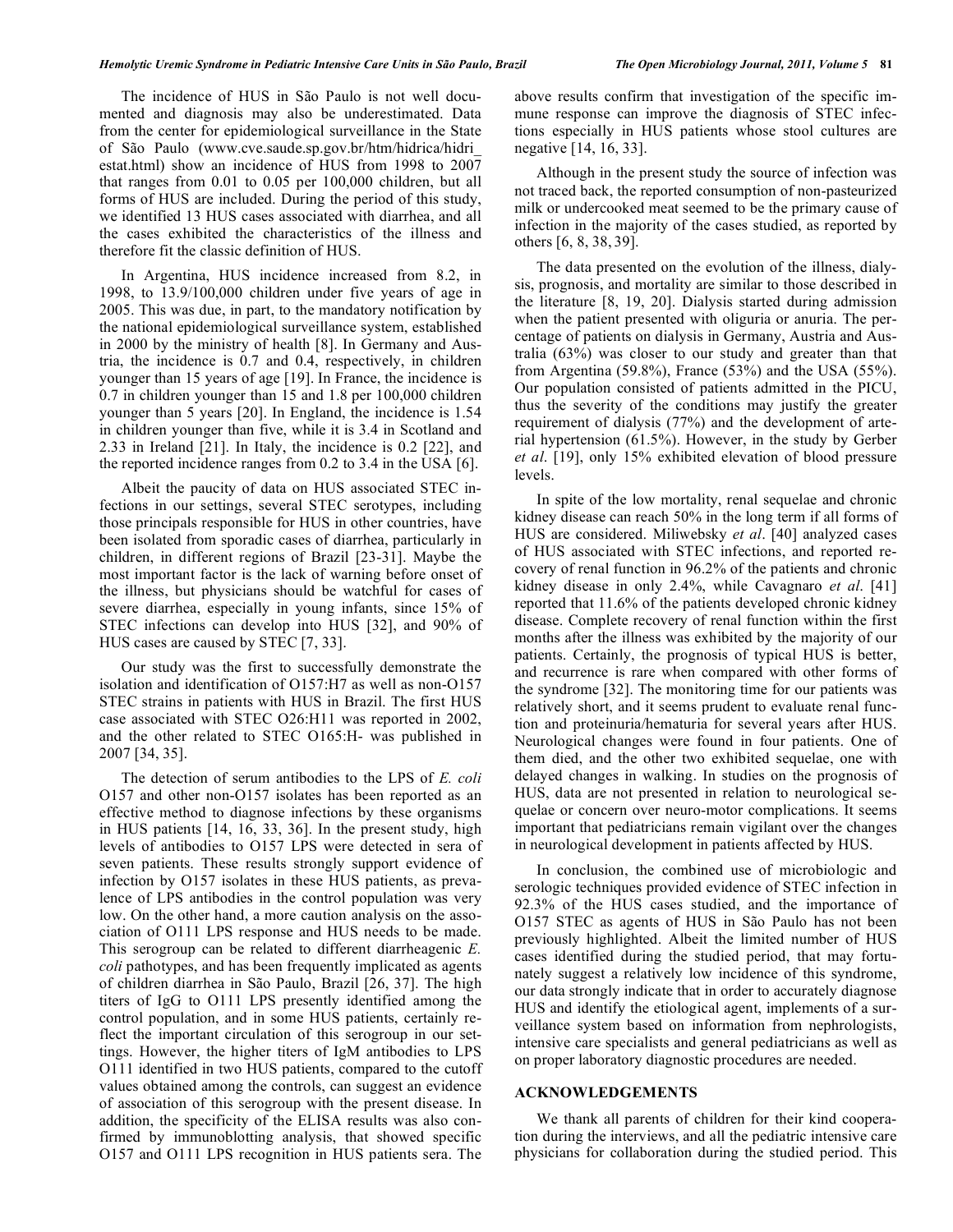The incidence of HUS in São Paulo is not well documented and diagnosis may also be underestimated. Data from the center for epidemiological surveillance in the State of São Paulo (www.cve.saude.sp.gov.br/htm/hidrica/hidri_estat.html) show an incidence of HUS from 1998 to 2007 that ranges from 0.01 to 0.05 per 100,000 children, but all forms of HUS are included. During the period of this study, we identified 13 HUS cases associated with diarrhea, and all the cases exhibited the characteristics of the illness and therefore fit the classic definition of HUS.

In Argentina, HUS incidence increased from 8.2, in 1998, to 13.9/100,000 children under five years of age in 2005. This was due, in part, to the mandatory notification by the national epidemiological surveillance system, established in 2000 by the ministry of health [8]. In Germany and Austria, the incidence is 0.7 and 0.4, respectively, in children younger than 15 years of age [19]. In France, the incidence is 0.7 in children younger than 15 and 1.8 per 100,000 children younger than 5 years [20]. In England, the incidence is 1.54 in children younger than five, while it is 3.4 in Scotland and 2.33 in Ireland [21]. In Italy, the incidence is 0.2 [22], and the reported incidence ranges from 0.2 to 3.4 in the USA [6].

Albeit the paucity of data on HUS associated STEC infections in our settings, several STEC serotypes, including those principals responsible for HUS in other countries, have been isolated from sporadic cases of diarrhea, particularly in children, in different regions of Brazil [23-31]. Maybe the most important factor is the lack of warning before onset of the illness, but physicians should be watchful for cases of severe diarrhea, especially in young infants, since 15% of STEC infections can develop into HUS [32], and 90% of HUS cases are caused by STEC [7, 33].

Our study was the first to successfully demonstrate the isolation and identification of O157:H7 as well as non-O157 STEC strains in patients with HUS in Brazil. The first HUS case associated with STEC O26:H11 was reported in 2002, and the other related to STEC O165:H- was published in 2007 [34, 35].

The detection of serum antibodies to the LPS of *E. coli* O157 and other non-O157 isolates has been reported as an effective method to diagnose infections by these organisms in HUS patients [14, 16, 33, 36]. In the present study, high levels of antibodies to O157 LPS were detected in sera of seven patients. These results strongly support evidence of infection by O157 isolates in these HUS patients, as prevalence of LPS antibodies in the control population was very low. On the other hand, a more caution analysis on the association of O111 LPS response and HUS needs to be made. This serogroup can be related to different diarrheagenic *E. coli* pathotypes, and has been frequently implicated as agents of children diarrhea in São Paulo, Brazil [26, 37]. The high titers of IgG to O111 LPS presently identified among the control population, and in some HUS patients, certainly reflect the important circulation of this serogroup in our settings. However, the higher titers of IgM antibodies to LPS O111 identified in two HUS patients, compared to the cutoff values obtained among the controls, can suggest an evidence of association of this serogroup with the present disease. In addition, the specificity of the ELISA results was also confirmed by immunoblotting analysis, that showed specific O157 and O111 LPS recognition in HUS patients sera. The above results confirm that investigation of the specific immune response can improve the diagnosis of STEC infections especially in HUS patients whose stool cultures are negative [14, 16, 33].

Although in the present study the source of infection was not traced back, the reported consumption of non-pasteurized milk or undercooked meat seemed to be the primary cause of infection in the majority of the cases studied, as reported by others [6, 8, 38, 39].

The data presented on the evolution of the illness, dialysis, prognosis, and mortality are similar to those described in the literature [8, 19, 20]. Dialysis started during admission when the patient presented with oliguria or anuria. The percentage of patients on dialysis in Germany, Austria and Australia (63%) was closer to our study and greater than that from Argentina (59.8%), France (53%) and the USA (55%). Our population consisted of patients admitted in the PICU, thus the severity of the conditions may justify the greater requirement of dialysis (77%) and the development of arterial hypertension (61.5%). However, in the study by Gerber *et al*. [19], only 15% exhibited elevation of blood pressure levels.

In spite of the low mortality, renal sequelae and chronic kidney disease can reach 50% in the long term if all forms of HUS are considered. Miliwebsky *et al*. [40] analyzed cases of HUS associated with STEC infections, and reported recovery of renal function in 96.2% of the patients and chronic kidney disease in only 2.4%, while Cavagnaro *et al*. [41] reported that 11.6% of the patients developed chronic kidney disease. Complete recovery of renal function within the first months after the illness was exhibited by the majority of our patients. Certainly, the prognosis of typical HUS is better, and recurrence is rare when compared with other forms of the syndrome [32]. The monitoring time for our patients was relatively short, and it seems prudent to evaluate renal function and proteinuria/hematuria for several years after HUS. Neurological changes were found in four patients. One of them died, and the other two exhibited sequelae, one with delayed changes in walking. In studies on the prognosis of HUS, data are not presented in relation to neurological sequelae or concern over neuro-motor complications. It seems important that pediatricians remain vigilant over the changes in neurological development in patients affected by HUS.

In conclusion, the combined use of microbiologic and serologic techniques provided evidence of STEC infection in 92.3% of the HUS cases studied, and the importance of O157 STEC as agents of HUS in São Paulo has not been previously highlighted. Albeit the limited number of HUS cases identified during the studied period, that may fortunately suggest a relatively low incidence of this syndrome, our data strongly indicate that in order to accurately diagnose HUS and identify the etiological agent, implements of a surveillance system based on information from nephrologists, intensive care specialists and general pediatricians as well as on proper laboratory diagnostic procedures are needed.

## ACKNOWLEDGEMENTS

We thank all parents of children for their kind cooperation during the interviews, and all the pediatric intensive care physicians for collaboration during the studied period. This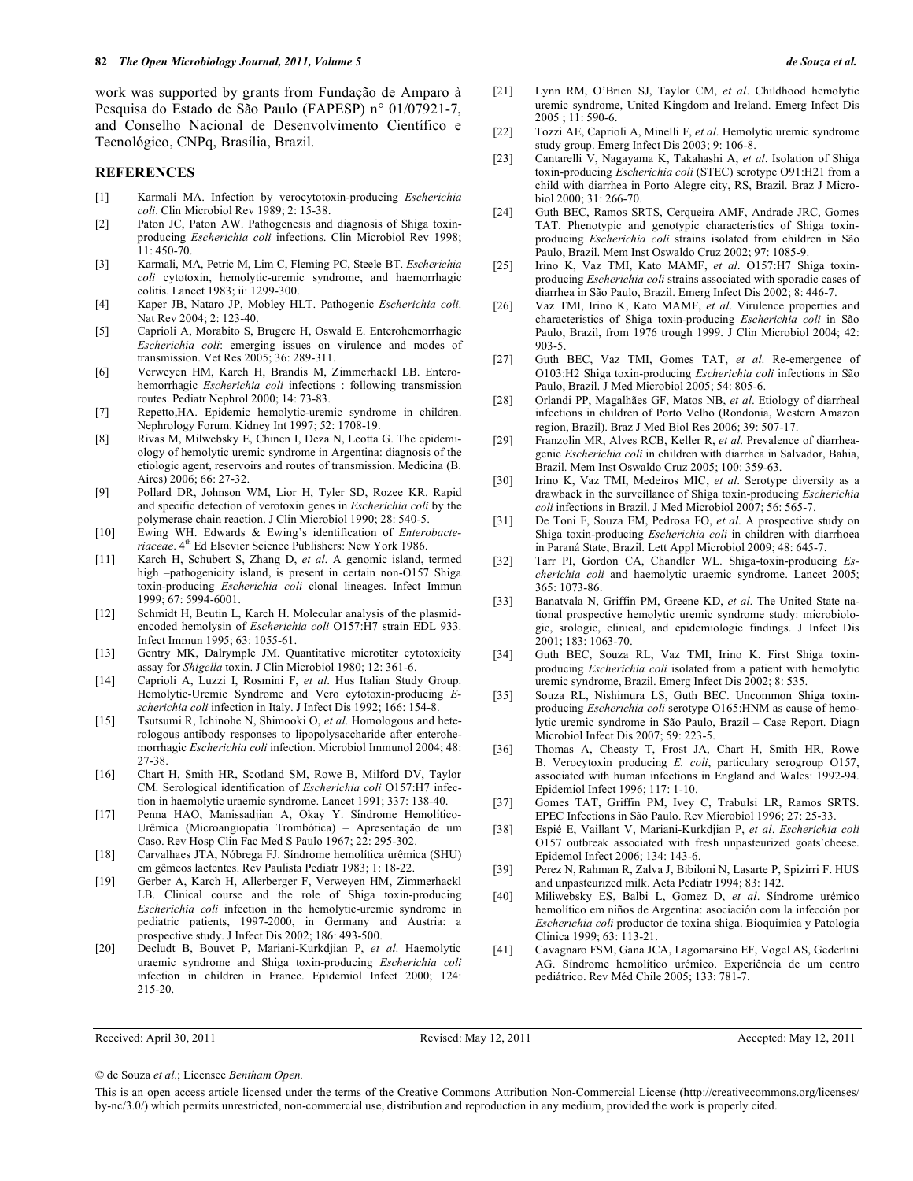work was supported by grants from Fundação de Amparo à Pesquisa do Estado de São Paulo (FAPESP) n° 01/07921-7, and Conselho Nacional de Desenvolvimento Científico e Tecnológico, CNPq, Brasília, Brazil.

## REFERENCES

[1] Karmali MA. Infection by verocytotoxin-producing *Escherichia coli*. Clin Microbiol Rev 1989; 2: 15-38.

[2] Paton JC, Paton AW. Pathogenesis and diagnosis of Shiga toxin-producing *Escherichia coli* infections. Clin Microbiol Rev 1998; 11: 450-70.

[3] Karmali, MA, Petric M, Lim C, Fleming PC, Steele BT. *Escherichia coli* cytotoxin, hemolytic-uremic syndrome, and haemorrhagic colitis. Lancet 1983; ii: 1299-300.

[4] Kaper JB, Nataro JP, Mobley HLT. Pathogenic *Escherichia coli*. Nat Rev 2004; 2: 123-40.

[5] Caprioli A, Morabito S, Brugere H, Oswald E. Enterohemorrhagic *Escherichia coli*: emerging issues on virulence and modes of transmission. Vet Res 2005; 36: 289-311.

[6] Verweyen HM, Karch H, Brandis M, Zimmerhackl LB. Enterohemorrhagic *Escherichia coli* infections : following transmission routes. Pediatr Nephrol 2000; 14: 73-83.

[7] Repetto,HA. Epidemic hemolytic-uremic syndrome in children. Nephrology Forum. Kidney Int 1997; 52: 1708-19.

[8] Rivas M, Milwebsky E, Chinen I, Deza N, Leotta G. The epidemiology of hemolytic uremic syndrome in Argentina: diagnosis of the etiologic agent, reservoirs and routes of transmission. Medicina (B. Aires) 2006; 66: 27-32.

[9] Pollard DR, Johnson WM, Lior H, Tyler SD, Rozee KR. Rapid and specific detection of verotoxin genes in *Escherichia coli* by the polymerase chain reaction. J Clin Microbiol 1990; 28: 540-5.

[10] Ewing WH. Edwards & Ewing's identification of *Enterobacteriaceae*. 4th Ed Elsevier Science Publishers: New York 1986.

[11] Karch H, Schubert S, Zhang D, *et al*. A genomic island, termed high –pathogenicity island, is present in certain non-O157 Shiga toxin-producing *Escherichia coli* clonal lineages. Infect Immun 1999; 67: 5994-6001.

[12] Schmidt H, Beutin L, Karch H. Molecular analysis of the plasmid-encoded hemolysin of *Escherichia coli* O157:H7 strain EDL 933. Infect Immun 1995; 63: 1055-61.

[13] Gentry MK, Dalrymple JM. Quantitative microtiter cytotoxicity assay for *Shigella* toxin. J Clin Microbiol 1980; 12: 361-6.

[14] Caprioli A, Luzzi I, Rosmini F, *et al*. Hus Italian Study Group. Hemolytic-Uremic Syndrome and Vero cytotoxin-producing *Escherichia coli* infection in Italy. J Infect Dis 1992; 166: 154-8.

[15] Tsutsumi R, Ichinohe N, Shimooki O, *et al*. Homologous and heterologous antibody responses to lipopolysaccharide after enterohemorrhagic *Escherichia coli* infection. Microbiol Immunol 2004; 48: 27-38.

[16] Chart H, Smith HR, Scotland SM, Rowe B, Milford DV, Taylor CM. Serological identification of *Escherichia coli* O157:H7 infection in haemolytic uraemic syndrome. Lancet 1991; 337: 138-40.

[17] Penna HAO, Manissadjian A, Okay Y. Síndrome Hemolítico-Urêmica (Microangiopatia Trombótica) – Apresentação de um Caso. Rev Hosp Clín Fac Med S Paulo 1967; 22: 295-302.

[18] Carvalhaes JTA, Nóbrega FJ. Síndrome hemolítica urêmica (SHU) em gêmeos lactentes. Rev Paulista Pediatr 1983; 1: 18-22.

[19] Gerber A, Karch H, Allerberger F, Verweyen HM, Zimmerhackl LB. Clinical course and the role of Shiga toxin-producing *Escherichia coli* infection in the hemolytic-uremic syndrome in pediatric patients, 1997-2000, in Germany and Austria: a prospective study. J Infect Dis 2002; 186: 493-500.

[20] Decludt B, Bouvet P, Mariani-Kurkdjian P, *et al*. Haemolytic uraemic syndrome and Shiga toxin-producing *Escherichia coli* infection in children in France. Epidemiol Infect 2000; 124: 215-20.

[21] Lynn RM, O'Brien SJ, Taylor CM, *et al*. Childhood hemolytic uremic syndrome, United Kingdom and Ireland. Emerg Infect Dis 2005 ; 11: 590-6.

[22] Tozzi AE, Caprioli A, Minelli F, *et al*. Hemolytic uremic syndrome study group. Emerg Infect Dis 2003; 9: 106-8.

[23] Cantarelli V, Nagayama K, Takahashi A, *et al*. Isolation of Shiga toxin-producing *Escherichia coli* (STEC) serotype O91:H21 from a child with diarrhea in Porto Alegre city, RS, Brazil. Braz J Microbiol 2000; 31: 266-70.

[24] Guth BEC, Ramos SRTS, Cerqueira AMF, Andrade JRC, Gomes TAT. Phenotypic and genotypic characteristics of Shiga toxin-producing *Escherichia coli* strains isolated from children in São Paulo, Brazil. Mem Inst Oswaldo Cruz 2002; 97: 1085-9.

[25] Irino K, Vaz TMI, Kato MAMF, *et al*. O157:H7 Shiga toxin-producing *Escherichia coli* strains associated with sporadic cases of diarrhea in São Paulo, Brazil. Emerg Infect Dis 2002; 8: 446-7.

[26] Vaz TMI, Irino K, Kato MAMF, *et al*. Virulence properties and characteristics of Shiga toxin-producing *Escherichia coli* in São Paulo, Brazil, from 1976 trough 1999. J Clin Microbiol 2004; 42: 903-5.

[27] Guth BEC, Vaz TMI, Gomes TAT, *et al*. Re-emergence of O103:H2 Shiga toxin-producing *Escherichia coli* infections in São Paulo, Brazil. J Med Microbiol 2005; 54: 805-6.

[28] Orlandi PP, Magalhães GF, Matos NB, *et al*. Etiology of diarrheal infections in children of Porto Velho (Rondonia, Western Amazon region, Brazil). Braz J Med Biol Res 2006; 39: 507-17.

[29] Franzolin MR, Alves RCB, Keller R, *et al*. Prevalence of diarrheagenic *Escherichia coli* in children with diarrhea in Salvador, Bahia, Brazil. Mem Inst Oswaldo Cruz 2005; 100: 359-63.

[30] Irino K, Vaz TMI, Medeiros MIC, *et al*. Serotype diversity as a drawback in the surveillance of Shiga toxin-producing *Escherichia coli* infections in Brazil. J Med Microbiol 2007; 56: 565-7.

[31] De Toni F, Souza EM, Pedrosa FO, *et al*. A prospective study on Shiga toxin-producing *Escherichia coli* in children with diarrhoea in Paraná State, Brazil. Lett Appl Microbiol 2009; 48: 645-7.

[32] Tarr PI, Gordon CA, Chandler WL. Shiga-toxin-producing *Escherichia coli* and haemolytic uraemic syndrome. Lancet 2005; 365: 1073-86.

[33] Banatvala N, Griffin PM, Greene KD, *et al*. The United State national prospective hemolytic uremic syndrome study: microbiologic, srologic, clinical, and epidemiologic findings. J Infect Dis 2001; 183: 1063-70.

[34] Guth BEC, Souza RL, Vaz TMI, Irino K. First Shiga toxin-producing *Escherichia coli* isolated from a patient with hemolytic uremic syndrome, Brazil. Emerg Infect Dis 2002; 8: 535.

[35] Souza RL, Nishimura LS, Guth BEC. Uncommon Shiga toxin-producing *Escherichia coli* serotype O165:HNM as cause of hemolytic uremic syndrome in São Paulo, Brazil – Case Report. Diagn Microbiol Infect Dis 2007; 59: 223-5.

[36] Thomas A, Cheasty T, Frost JA, Chart H, Smith HR, Rowe B. Verocytoxin producing *E. coli*, particulary serogroup O157, associated with human infections in England and Wales: 1992-94. Epidemiol Infect 1996; 117: 1-10.

[37] Gomes TAT, Griffin PM, Ivey C, Trabulsi LR, Ramos SRTS. EPEC Infections in São Paulo. Rev Microbiol 1996; 27: 25-33.

[38] Espié E, Vaillant V, Mariani-Kurkdjian P, *et al*. *Escherichia coli* O157 outbreak associated with fresh unpasteurized goats`cheese. Epidemol Infect 2006; 134: 143-6.

[39] Perez N, Rahman R, Zalva J, Bibiloni N, Lasarte P, Spizirri F. HUS and unpasteurized milk. Acta Pediatr 1994; 83: 142.

[40] Miliwebsky ES, Balbi L, Gomez D, *et al*. Síndrome urémico hemolítico em niños de Argentina: asociación com la infección por *Escherichia coli* productor de toxina shiga. Bioquimica y Patologia Clinica 1999; 63: 113-21.

[41] Cavagnaro FSM, Gana JCA, Lagomarsino EF, Vogel AS, Gederlini AG. Síndrome hemolítico urémico. Experiência de um centro pediátrico. Rev Méd Chile 2005; 133: 781-7.

Received: April 30, 2011 Revised: May 12, 2011 Accepted: May 12, 2011

© de Souza *et al*.; Licensee *Bentham Open.*

This is an open access article licensed under the terms of the Creative Commons Attribution Non-Commercial License (http://creativecommons.org/licenses/by-nc/3.0/) which permits unrestricted, non-commercial use, distribution and reproduction in any medium, provided the work is properly cited.